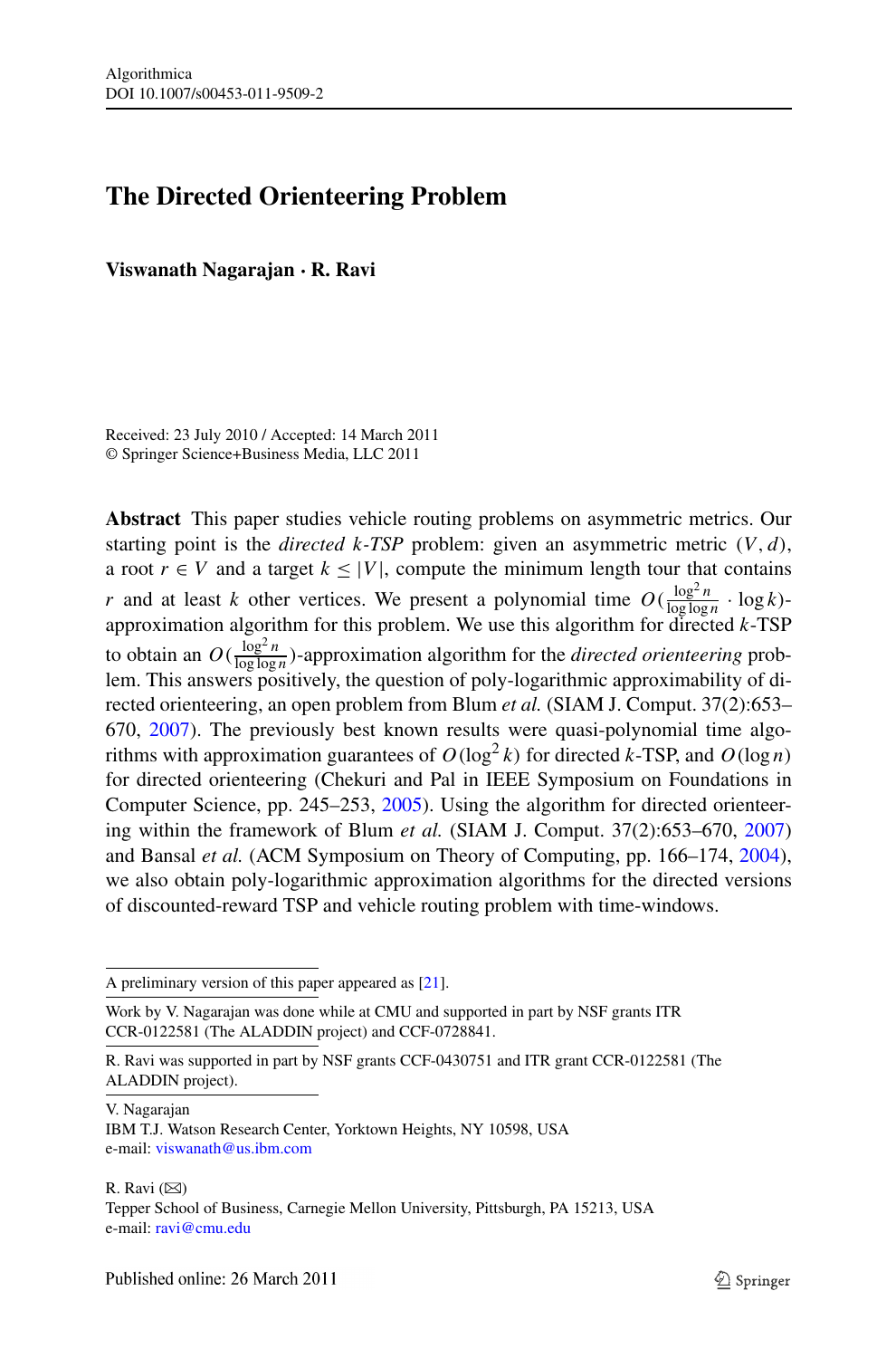# The Directed Orienteering Problem

**Viswanath Nagarajan · R. Ravi**

Received: 23 July 2010 / Accepted: 14 March 2011
© Springer Science+Business Media, LLC 2011

**Abstract** This paper studies vehicle routing problems on asymmetric metrics. Our starting point is the *directed k-TSP* problem: given an asymmetric metric $(V, d)$, a root $r \in V$ and a target $k \leq |V|$, compute the minimum length tour that contains $r$ and at least $k$ other vertices. We present a polynomial time $O(\frac{\log^2 n}{\log\log n} \cdot \log k)$-approximation algorithm for this problem. We use this algorithm for directed $k$-TSP to obtain an $O(\frac{\log^2 n}{\log\log n})$-approximation algorithm for the *directed orienteering* problem. This answers positively, the question of poly-logarithmic approximability of directed orienteering, an open problem from Blum *et al.* (SIAM J. Comput. 37(2):653–670, 2007). The previously best known results were quasi-polynomial time algorithms with approximation guarantees of $O(\log^2 k)$ for directed $k$-TSP, and $O(\log n)$ for directed orienteering (Chekuri and Pal in IEEE Symposium on Foundations in Computer Science, pp. 245–253, 2005). Using the algorithm for directed orienteering within the framework of Blum *et al.* (SIAM J. Comput. 37(2):653–670, 2007) and Bansal *et al.* (ACM Symposium on Theory of Computing, pp. 166–174, 2004), we also obtain poly-logarithmic approximation algorithms for the directed versions of discounted-reward TSP and vehicle routing problem with time-windows.

---

A preliminary version of this paper appeared as [21].

Work by V. Nagarajan was done while at CMU and supported in part by NSF grants ITR CCR-0122581 (The ALADDIN project) and CCF-0728841.

R. Ravi was supported in part by NSF grants CCF-0430751 and ITR grant CCR-0122581 (The ALADDIN project).

V. Nagarajan
IBM T.J. Watson Research Center, Yorktown Heights, NY 10598, USA
e-mail: viswanath@us.ibm.com

R. Ravi (✉)
Tepper School of Business, Carnegie Mellon University, Pittsburgh, PA 15213, USA
e-mail: ravi@cmu.edu

Published online: 26 March 2011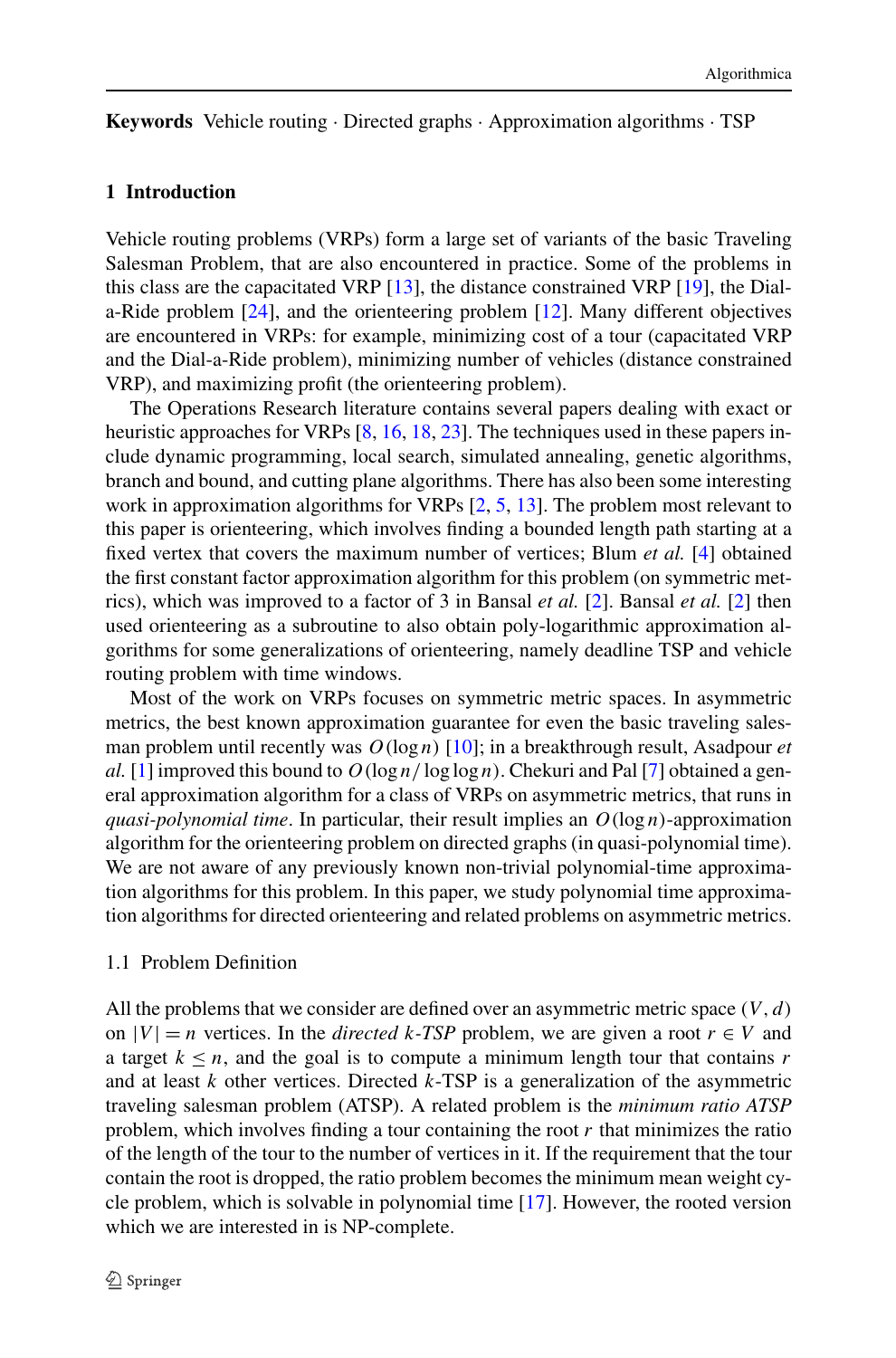**Keywords** Vehicle routing · Directed graphs · Approximation algorithms · TSP

## 1 Introduction

Vehicle routing problems (VRPs) form a large set of variants of the basic Traveling Salesman Problem, that are also encountered in practice. Some of the problems in this class are the capacitated VRP [13], the distance constrained VRP [19], the Dial-a-Ride problem [24], and the orienteering problem [12]. Many different objectives are encountered in VRPs: for example, minimizing cost of a tour (capacitated VRP and the Dial-a-Ride problem), minimizing number of vehicles (distance constrained VRP), and maximizing profit (the orienteering problem).

The Operations Research literature contains several papers dealing with exact or heuristic approaches for VRPs [8, 16, 18, 23]. The techniques used in these papers include dynamic programming, local search, simulated annealing, genetic algorithms, branch and bound, and cutting plane algorithms. There has also been some interesting work in approximation algorithms for VRPs [2, 5, 13]. The problem most relevant to this paper is orienteering, which involves finding a bounded length path starting at a fixed vertex that covers the maximum number of vertices; Blum *et al.* [4] obtained the first constant factor approximation algorithm for this problem (on symmetric metrics), which was improved to a factor of 3 in Bansal *et al.* [2]. Bansal *et al.* [2] then used orienteering as a subroutine to also obtain poly-logarithmic approximation algorithms for some generalizations of orienteering, namely deadline TSP and vehicle routing problem with time windows.

Most of the work on VRPs focuses on symmetric metric spaces. In asymmetric metrics, the best known approximation guarantee for even the basic traveling salesman problem until recently was $O(\log n)$ [10]; in a breakthrough result, Asadpour *et al.* [1] improved this bound to $O(\log n/\log\log n)$. Chekuri and Pal [7] obtained a general approximation algorithm for a class of VRPs on asymmetric metrics, that runs in *quasi-polynomial time*. In particular, their result implies an $O(\log n)$-approximation algorithm for the orienteering problem on directed graphs (in quasi-polynomial time). We are not aware of any previously known non-trivial polynomial-time approximation algorithms for this problem. In this paper, we study polynomial time approximation algorithms for directed orienteering and related problems on asymmetric metrics.

### 1.1 Problem Definition

All the problems that we consider are defined over an asymmetric metric space $(V, d)$ on $|V| = n$ vertices. In the *directed k-TSP* problem, we are given a root $r \in V$ and a target $k \leq n$, and the goal is to compute a minimum length tour that contains $r$ and at least $k$ other vertices. Directed $k$-TSP is a generalization of the asymmetric traveling salesman problem (ATSP). A related problem is the *minimum ratio ATSP* problem, which involves finding a tour containing the root $r$ that minimizes the ratio of the length of the tour to the number of vertices in it. If the requirement that the tour contain the root is dropped, the ratio problem becomes the minimum mean weight cycle problem, which is solvable in polynomial time [17]. However, the rooted version which we are interested in is NP-complete.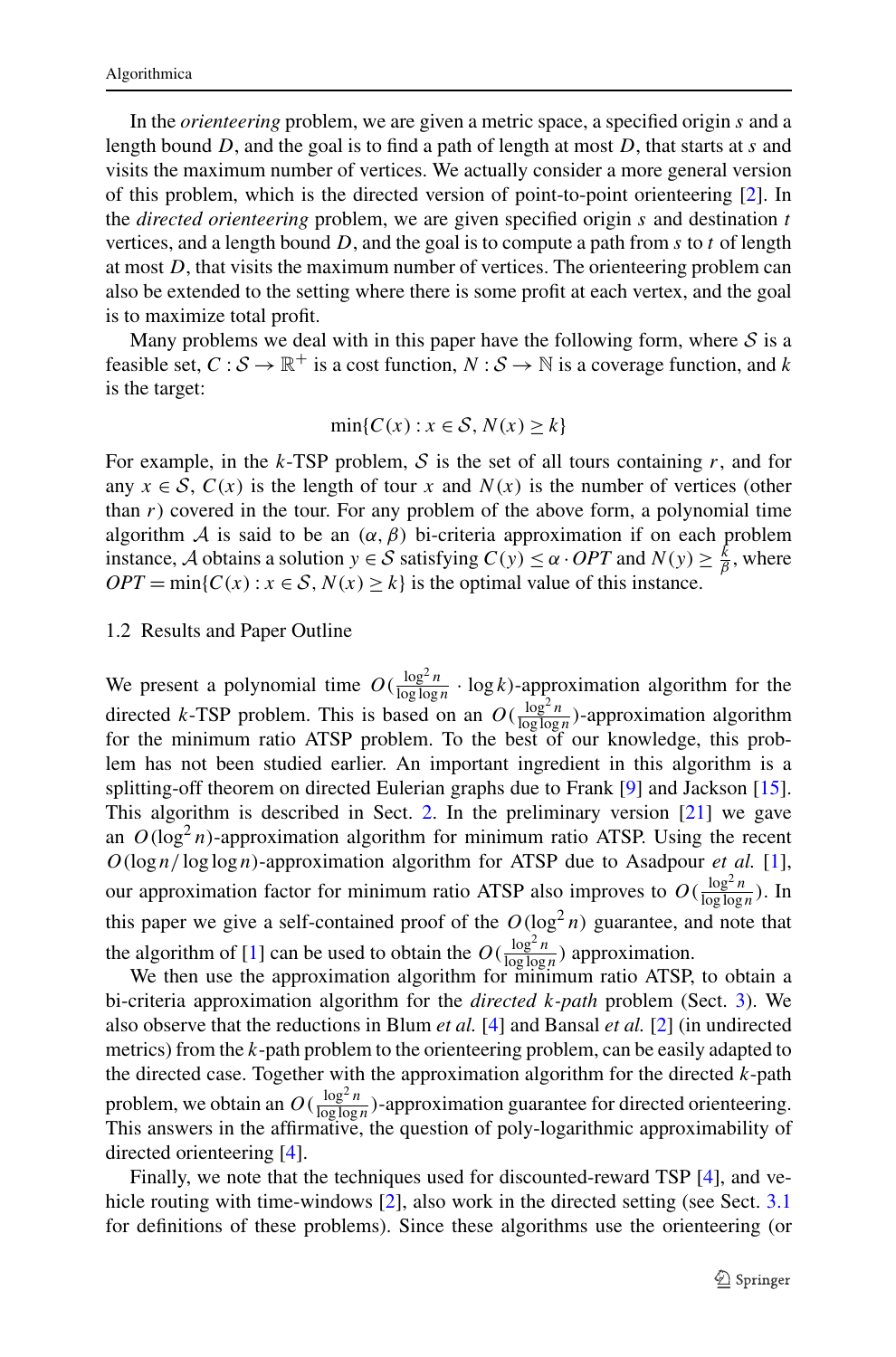In the *orienteering* problem, we are given a metric space, a specified origin $s$ and a length bound $D$, and the goal is to find a path of length at most $D$, that starts at $s$ and visits the maximum number of vertices. We actually consider a more general version of this problem, which is the directed version of point-to-point orienteering [2]. In the *directed orienteering* problem, we are given specified origin $s$ and destination $t$ vertices, and a length bound $D$, and the goal is to compute a path from $s$ to $t$ of length at most $D$, that visits the maximum number of vertices. The orienteering problem can also be extended to the setting where there is some profit at each vertex, and the goal is to maximize total profit.

Many problems we deal with in this paper have the following form, where $\mathcal{S}$ is a feasible set, $C : \mathcal{S} \to \mathbb{R}^+$ is a cost function, $N : \mathcal{S} \to \mathbb{N}$ is a coverage function, and $k$ is the target:

$$\min\{C(x) : x \in \mathcal{S}, N(x) \geq k\}$$

For example, in the $k$-TSP problem, $\mathcal{S}$ is the set of all tours containing $r$, and for any $x \in \mathcal{S}$, $C(x)$ is the length of tour $x$ and $N(x)$ is the number of vertices (other than $r$) covered in the tour. For any problem of the above form, a polynomial time algorithm $\mathcal{A}$ is said to be an $(\alpha, \beta)$ bi-criteria approximation if on each problem instance, $\mathcal{A}$ obtains a solution $y \in \mathcal{S}$ satisfying $C(y) \leq \alpha \cdot OPT$ and $N(y) \geq \frac{k}{\beta}$, where $OPT = \min\{C(x) : x \in \mathcal{S}, N(x) \geq k\}$ is the optimal value of this instance.

### 1.2 Results and Paper Outline

We present a polynomial time $O(\frac{\log^2 n}{\log \log n} \cdot \log k)$-approximation algorithm for the directed $k$-TSP problem. This is based on an $O(\frac{\log^2 n}{\log \log n})$-approximation algorithm for the minimum ratio ATSP problem. To the best of our knowledge, this problem has not been studied earlier. An important ingredient in this algorithm is a splitting-off theorem on directed Eulerian graphs due to Frank [9] and Jackson [15]. This algorithm is described in Sect. 2. In the preliminary version [21] we gave an $O(\log^2 n)$-approximation algorithm for minimum ratio ATSP. Using the recent $O(\log n / \log \log n)$-approximation algorithm for ATSP due to Asadpour *et al.* [1], our approximation factor for minimum ratio ATSP also improves to $O(\frac{\log^2 n}{\log \log n})$. In this paper we give a self-contained proof of the $O(\log^2 n)$ guarantee, and note that the algorithm of [1] can be used to obtain the $O(\frac{\log^2 n}{\log \log n})$ approximation.

We then use the approximation algorithm for minimum ratio ATSP, to obtain a bi-criteria approximation algorithm for the *directed k-path* problem (Sect. 3). We also observe that the reductions in Blum *et al.* [4] and Bansal *et al.* [2] (in undirected metrics) from the $k$-path problem to the orienteering problem, can be easily adapted to the directed case. Together with the approximation algorithm for the directed $k$-path problem, we obtain an $O(\frac{\log^2 n}{\log \log n})$-approximation guarantee for directed orienteering. This answers in the affirmative, the question of poly-logarithmic approximability of directed orienteering [4].

Finally, we note that the techniques used for discounted-reward TSP [4], and vehicle routing with time-windows [2], also work in the directed setting (see Sect. 3.1 for definitions of these problems). Since these algorithms use the orienteering (or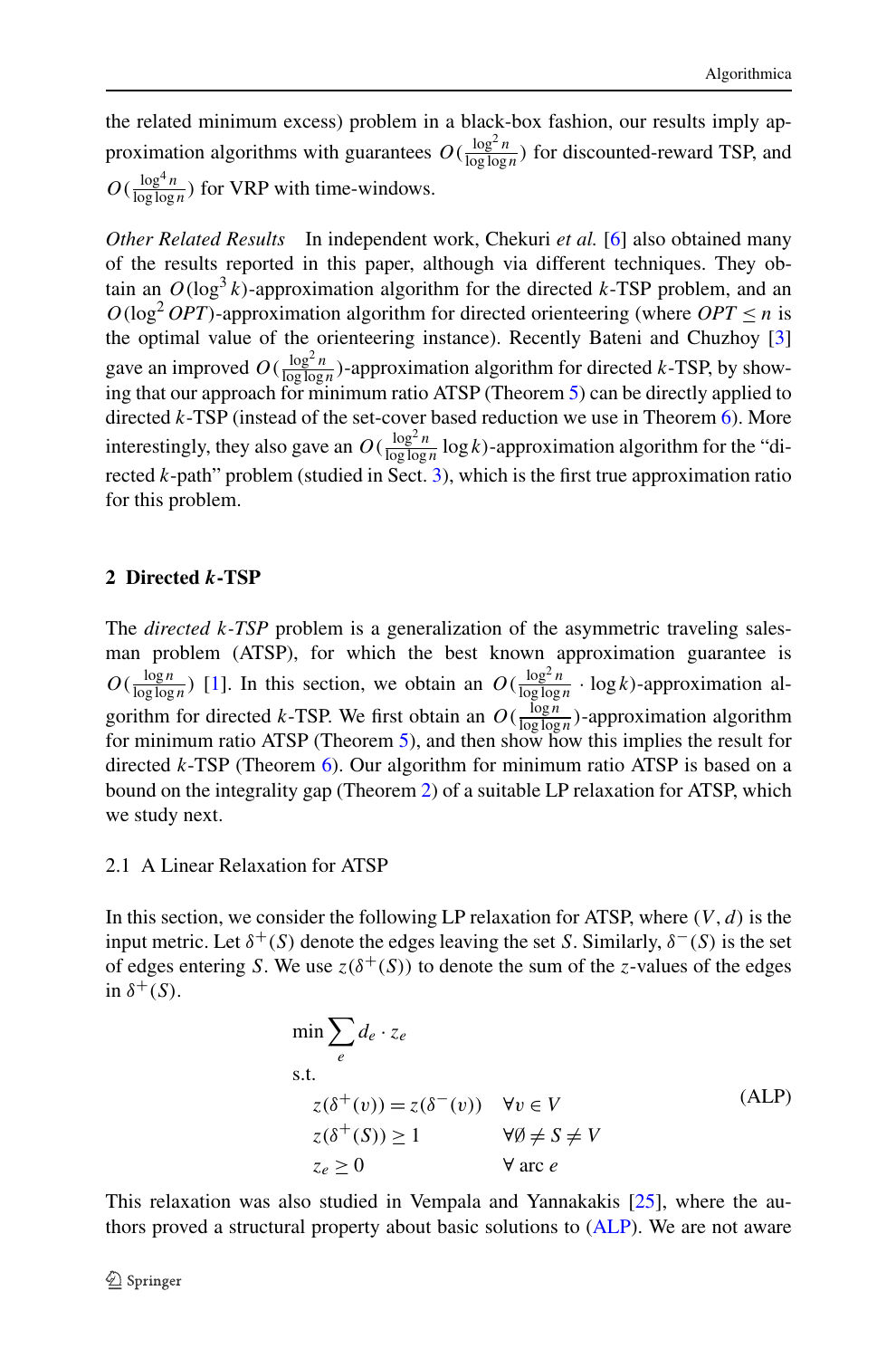the related minimum excess) problem in a black-box fashion, our results imply approximation algorithms with guarantees $O(\frac{\log^2 n}{\log\log n})$ for discounted-reward TSP, and $O(\frac{\log^4 n}{\log\log n})$ for VRP with time-windows.

*Other Related Results* In independent work, Chekuri *et al.* [6] also obtained many of the results reported in this paper, although via different techniques. They obtain an $O(\log^3 k)$-approximation algorithm for the directed $k$-TSP problem, and an $O(\log^2 OPT)$-approximation algorithm for directed orienteering (where $OPT \le n$ is the optimal value of the orienteering instance). Recently Bateni and Chuzhoy [3] gave an improved $O(\frac{\log^2 n}{\log\log n})$-approximation algorithm for directed $k$-TSP, by showing that our approach for minimum ratio ATSP (Theorem 5) can be directly applied to directed $k$-TSP (instead of the set-cover based reduction we use in Theorem 6). More interestingly, they also gave an $O(\frac{\log^2 n}{\log\log n}\log k)$-approximation algorithm for the "directed $k$-path" problem (studied in Sect. 3), which is the first true approximation ratio for this problem.

## 2 Directed *k*-TSP

The *directed k-TSP* problem is a generalization of the asymmetric traveling salesman problem (ATSP), for which the best known approximation guarantee is $O(\frac{\log n}{\log\log n})$ [1]. In this section, we obtain an $O(\frac{\log^2 n}{\log\log n} \cdot \log k)$-approximation algorithm for directed $k$-TSP. We first obtain an $O(\frac{\log n}{\log\log n})$-approximation algorithm for minimum ratio ATSP (Theorem 5), and then show how this implies the result for directed $k$-TSP (Theorem 6). Our algorithm for minimum ratio ATSP is based on a bound on the integrality gap (Theorem 2) of a suitable LP relaxation for ATSP, which we study next.

### 2.1 A Linear Relaxation for ATSP

In this section, we consider the following LP relaxation for ATSP, where $(V, d)$ is the input metric. Let $\delta^+(S)$ denote the edges leaving the set $S$. Similarly, $\delta^-(S)$ is the set of edges entering $S$. We use $z(\delta^+(S))$ to denote the sum of the $z$-values of the edges in $\delta^+(S)$.

$$
\begin{aligned}
\min \sum_e d_e \cdot z_e & \\
\text{s.t.} & \\
z(\delta^+(v)) = z(\delta^-(v)) \quad & \forall v \in V \\
z(\delta^+(S)) \ge 1 \quad & \forall \emptyset \ne S \ne V \\
z_e \ge 0 \quad & \forall \text{ arc } e
\end{aligned}
\tag{ALP}
$$

This relaxation was also studied in Vempala and Yannakakis [25], where the authors proved a structural property about basic solutions to (ALP). We are not aware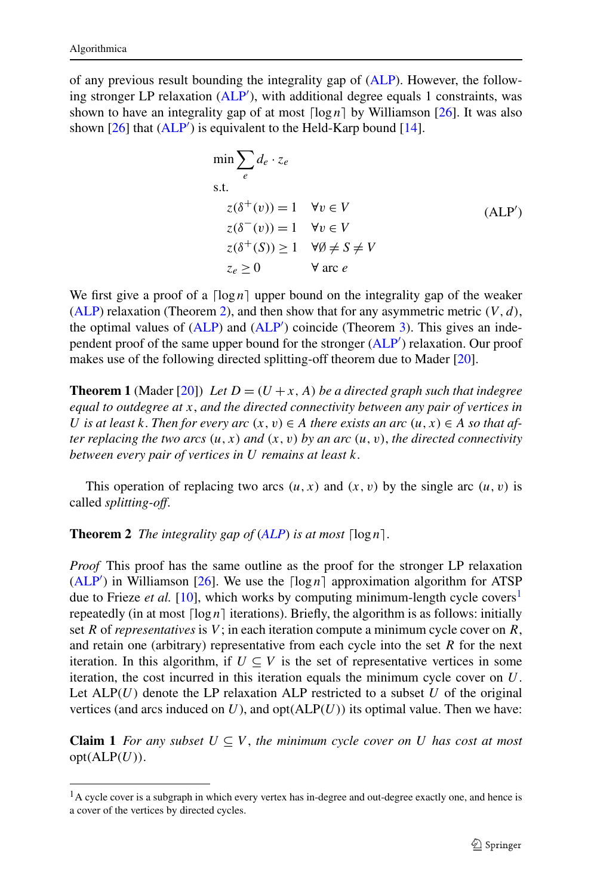of any previous result bounding the integrality gap of (ALP). However, the following stronger LP relaxation (ALP′), with additional degree equals 1 constraints, was shown to have an integrality gap of at most $\lceil \log n \rceil$ by Williamson [26]. It was also shown [26] that (ALP′) is equivalent to the Held-Karp bound [14].

$$
\begin{aligned}
&\min \sum_e d_e \cdot z_e \\
&\text{s.t.} \\
&\quad z(\delta^+(v)) = 1 \quad \forall v \in V \\
&\quad z(\delta^-(v)) = 1 \quad \forall v \in V \\
&\quad z(\delta^+(S)) \geq 1 \quad \forall \emptyset \neq S \neq V \\
&\quad z_e \geq 0 \quad\quad\quad \forall \text{ arc } e
\end{aligned}
\tag{ALP′}
$$

We first give a proof of a $\lceil \log n \rceil$ upper bound on the integrality gap of the weaker (ALP) relaxation (Theorem 2), and then show that for any asymmetric metric $(V, d)$, the optimal values of (ALP) and (ALP′) coincide (Theorem 3). This gives an independent proof of the same upper bound for the stronger (ALP′) relaxation. Our proof makes use of the following directed splitting-off theorem due to Mader [20].

**Theorem 1** (Mader [20]) *Let $D = (U + x, A)$ be a directed graph such that indegree equal to outdegree at $x$, and the directed connectivity between any pair of vertices in $U$ is at least $k$. Then for every arc $(x, v) \in A$ there exists an arc $(u, x) \in A$ so that after replacing the two arcs $(u, x)$ and $(x, v)$ by an arc $(u, v)$, the directed connectivity between every pair of vertices in $U$ remains at least $k$.*

This operation of replacing two arcs $(u, x)$ and $(x, v)$ by the single arc $(u, v)$ is called *splitting-off*.

**Theorem 2** *The integrality gap of (ALP) is at most $\lceil \log n \rceil$.*

*Proof* This proof has the same outline as the proof for the stronger LP relaxation (ALP′) in Williamson [26]. We use the $\lceil \log n \rceil$ approximation algorithm for ATSP due to Frieze *et al.* [10], which works by computing minimum-length cycle covers[1] repeatedly (in at most $\lceil \log n \rceil$ iterations). Briefly, the algorithm is as follows: initially set $R$ of *representatives* is $V$; in each iteration compute a minimum cycle cover on $R$, and retain one (arbitrary) representative from each cycle into the set $R$ for the next iteration. In this algorithm, if $U \subseteq V$ is the set of representative vertices in some iteration, the cost incurred in this iteration equals the minimum cycle cover on $U$. Let ALP($U$) denote the LP relaxation ALP restricted to a subset $U$ of the original vertices (and arcs induced on $U$), and opt(ALP($U$)) its optimal value. Then we have:

**Claim 1** *For any subset $U \subseteq V$, the minimum cycle cover on $U$ has cost at most* opt(ALP($U$)).

[1] A cycle cover is a subgraph in which every vertex has in-degree and out-degree exactly one, and hence is a cover of the vertices by directed cycles.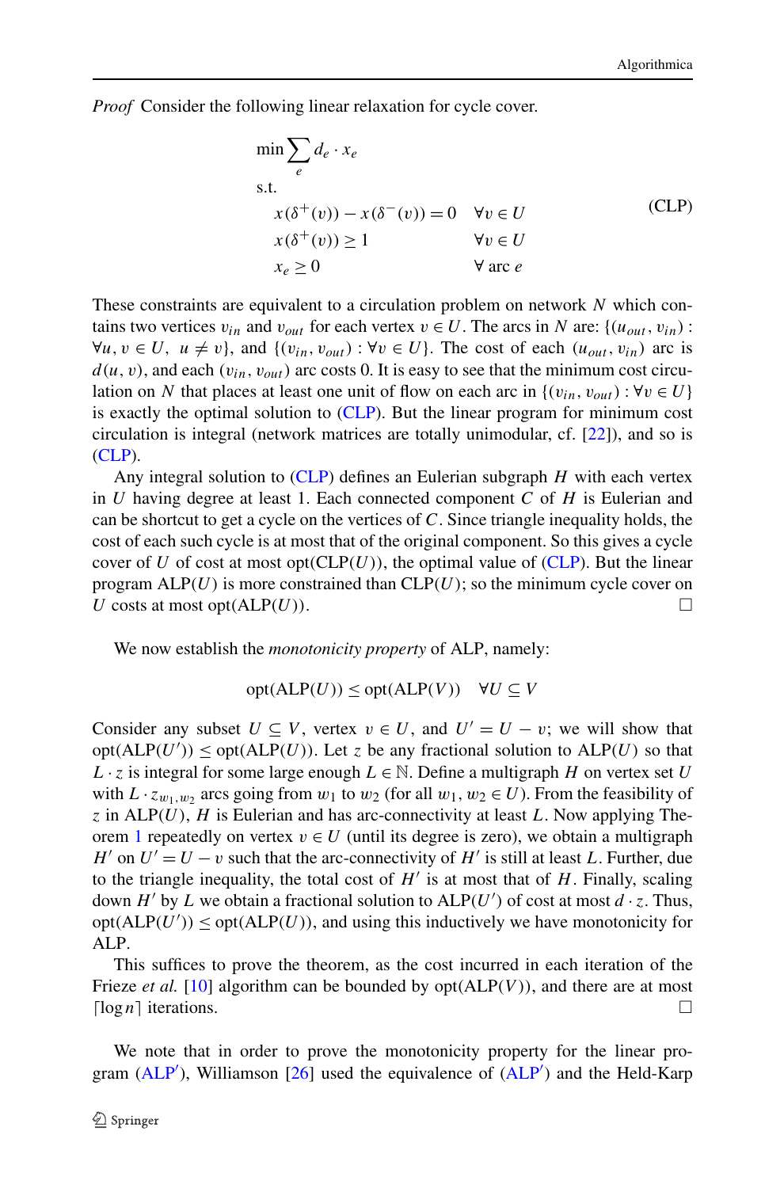*Proof* Consider the following linear relaxation for cycle cover.

$$
\begin{aligned}
&\min \sum_e d_e \cdot x_e \\
&\text{s.t.} \\
&\quad x(\delta^+(v)) - x(\delta^-(v)) = 0 \quad \forall v \in U \\
&\quad x(\delta^+(v)) \geq 1 \quad \forall v \in U \\
&\quad x_e \geq 0 \quad \forall \text{ arc } e
\end{aligned}
\tag{CLP}
$$

These constraints are equivalent to a circulation problem on network $N$ which contains two vertices $v_{in}$ and $v_{out}$ for each vertex $v \in U$. The arcs in $N$ are: $\{(u_{out}, v_{in}) : \forall u, v \in U, \ u \neq v\}$, and $\{(v_{in}, v_{out}) : \forall v \in U\}$. The cost of each $(u_{out}, v_{in})$ arc is $d(u, v)$, and each $(v_{in}, v_{out})$ arc costs 0. It is easy to see that the minimum cost circulation on $N$ that places at least one unit of flow on each arc in $\{(v_{in}, v_{out}) : \forall v \in U\}$ is exactly the optimal solution to (CLP). But the linear program for minimum cost circulation is integral (network matrices are totally unimodular, cf. [22]), and so is (CLP).

Any integral solution to (CLP) defines an Eulerian subgraph $H$ with each vertex in $U$ having degree at least 1. Each connected component $C$ of $H$ is Eulerian and can be shortcut to get a cycle on the vertices of $C$. Since triangle inequality holds, the cost of each such cycle is at most that of the original component. So this gives a cycle cover of $U$ of cost at most $\text{opt}(\text{CLP}(U))$, the optimal value of (CLP). But the linear program $\text{ALP}(U)$ is more constrained than $\text{CLP}(U)$; so the minimum cycle cover on $U$ costs at most $\text{opt}(\text{ALP}(U))$. □

We now establish the *monotonicity property* of ALP, namely:

$$\text{opt}(\text{ALP}(U)) \leq \text{opt}(\text{ALP}(V)) \quad \forall U \subseteq V$$

Consider any subset $U \subseteq V$, vertex $v \in U$, and $U' = U - v$; we will show that $\text{opt}(\text{ALP}(U')) \leq \text{opt}(\text{ALP}(U))$. Let $z$ be any fractional solution to $\text{ALP}(U)$ so that $L \cdot z$ is integral for some large enough $L \in \mathbb{N}$. Define a multigraph $H$ on vertex set $U$ with $L \cdot z_{w_1,w_2}$ arcs going from $w_1$ to $w_2$ (for all $w_1, w_2 \in U$). From the feasibility of $z$ in $\text{ALP}(U)$, $H$ is Eulerian and has arc-connectivity at least $L$. Now applying Theorem 1 repeatedly on vertex $v \in U$ (until its degree is zero), we obtain a multigraph $H'$ on $U' = U - v$ such that the arc-connectivity of $H'$ is still at least $L$. Further, due to the triangle inequality, the total cost of $H'$ is at most that of $H$. Finally, scaling down $H'$ by $L$ we obtain a fractional solution to $\text{ALP}(U')$ of cost at most $d \cdot z$. Thus, $\text{opt}(\text{ALP}(U')) \leq \text{opt}(\text{ALP}(U))$, and using this inductively we have monotonicity for ALP.

This suffices to prove the theorem, as the cost incurred in each iteration of the Frieze *et al.* [10] algorithm can be bounded by $\text{opt}(\text{ALP}(V))$, and there are at most $\lceil \log n \rceil$ iterations. □

We note that in order to prove the monotonicity property for the linear program (ALP′), Williamson [26] used the equivalence of (ALP′) and the Held-Karp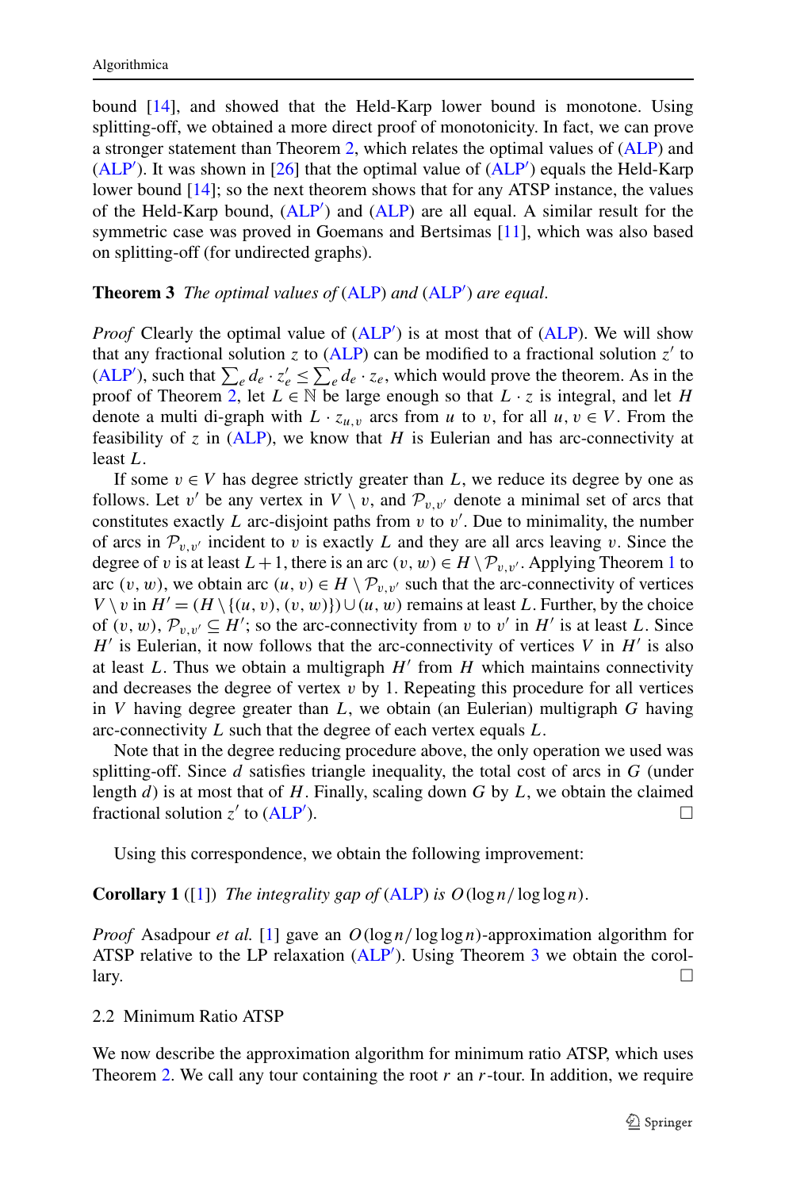bound [14], and showed that the Held-Karp lower bound is monotone. Using splitting-off, we obtained a more direct proof of monotonicity. In fact, we can prove a stronger statement than Theorem 2, which relates the optimal values of (ALP) and (ALP′). It was shown in [26] that the optimal value of (ALP′) equals the Held-Karp lower bound [14]; so the next theorem shows that for any ATSP instance, the values of the Held-Karp bound, (ALP′) and (ALP) are all equal. A similar result for the symmetric case was proved in Goemans and Bertsimas [11], which was also based on splitting-off (for undirected graphs).

**Theorem 3** *The optimal values of* (ALP) *and* (ALP′) *are equal.*

*Proof* Clearly the optimal value of (ALP′) is at most that of (ALP). We will show that any fractional solution $z$ to (ALP) can be modified to a fractional solution $z'$ to (ALP′), such that $\sum_e d_e \cdot z'_e \le \sum_e d_e \cdot z_e$, which would prove the theorem. As in the proof of Theorem 2, let $L \in \mathbb{N}$ be large enough so that $L \cdot z$ is integral, and let $H$ denote a multi di-graph with $L \cdot z_{u,v}$ arcs from $u$ to $v$, for all $u, v \in V$. From the feasibility of $z$ in (ALP), we know that $H$ is Eulerian and has arc-connectivity at least $L$.

If some $v \in V$ has degree strictly greater than $L$, we reduce its degree by one as follows. Let $v'$ be any vertex in $V \setminus v$, and $\mathcal{P}_{v,v'}$ denote a minimal set of arcs that constitutes exactly $L$ arc-disjoint paths from $v$ to $v'$. Due to minimality, the number of arcs in $\mathcal{P}_{v,v'}$ incident to $v$ is exactly $L$ and they are all arcs leaving $v$. Since the degree of $v$ is at least $L+1$, there is an arc $(v, w) \in H \setminus \mathcal{P}_{v,v'}$. Applying Theorem 1 to arc $(v, w)$, we obtain arc $(u, v) \in H \setminus \mathcal{P}_{v,v'}$ such that the arc-connectivity of vertices $V \setminus v$ in $H' = (H \setminus \{(u, v), (v, w)\}) \cup (u, w)$ remains at least $L$. Further, by the choice of $(v, w)$, $\mathcal{P}_{v,v'} \subseteq H'$; so the arc-connectivity from $v$ to $v'$ in $H'$ is at least $L$. Since $H'$ is Eulerian, it now follows that the arc-connectivity of vertices $V$ in $H'$ is also at least $L$. Thus we obtain a multigraph $H'$ from $H$ which maintains connectivity and decreases the degree of vertex $v$ by 1. Repeating this procedure for all vertices in $V$ having degree greater than $L$, we obtain (an Eulerian) multigraph $G$ having arc-connectivity $L$ such that the degree of each vertex equals $L$.

Note that in the degree reducing procedure above, the only operation we used was splitting-off. Since $d$ satisfies triangle inequality, the total cost of arcs in $G$ (under length $d$) is at most that of $H$. Finally, scaling down $G$ by $L$, we obtain the claimed fractional solution $z'$ to (ALP′). □

Using this correspondence, we obtain the following improvement:

**Corollary 1** ([1]) *The integrality gap of* (ALP) *is* $O(\log n / \log\log n)$.

*Proof* Asadpour *et al.* [1] gave an $O(\log n / \log\log n)$-approximation algorithm for ATSP relative to the LP relaxation (ALP′). Using Theorem 3 we obtain the corollary. □

### 2.2 Minimum Ratio ATSP

We now describe the approximation algorithm for minimum ratio ATSP, which uses Theorem 2. We call any tour containing the root $r$ an $r$-tour. In addition, we require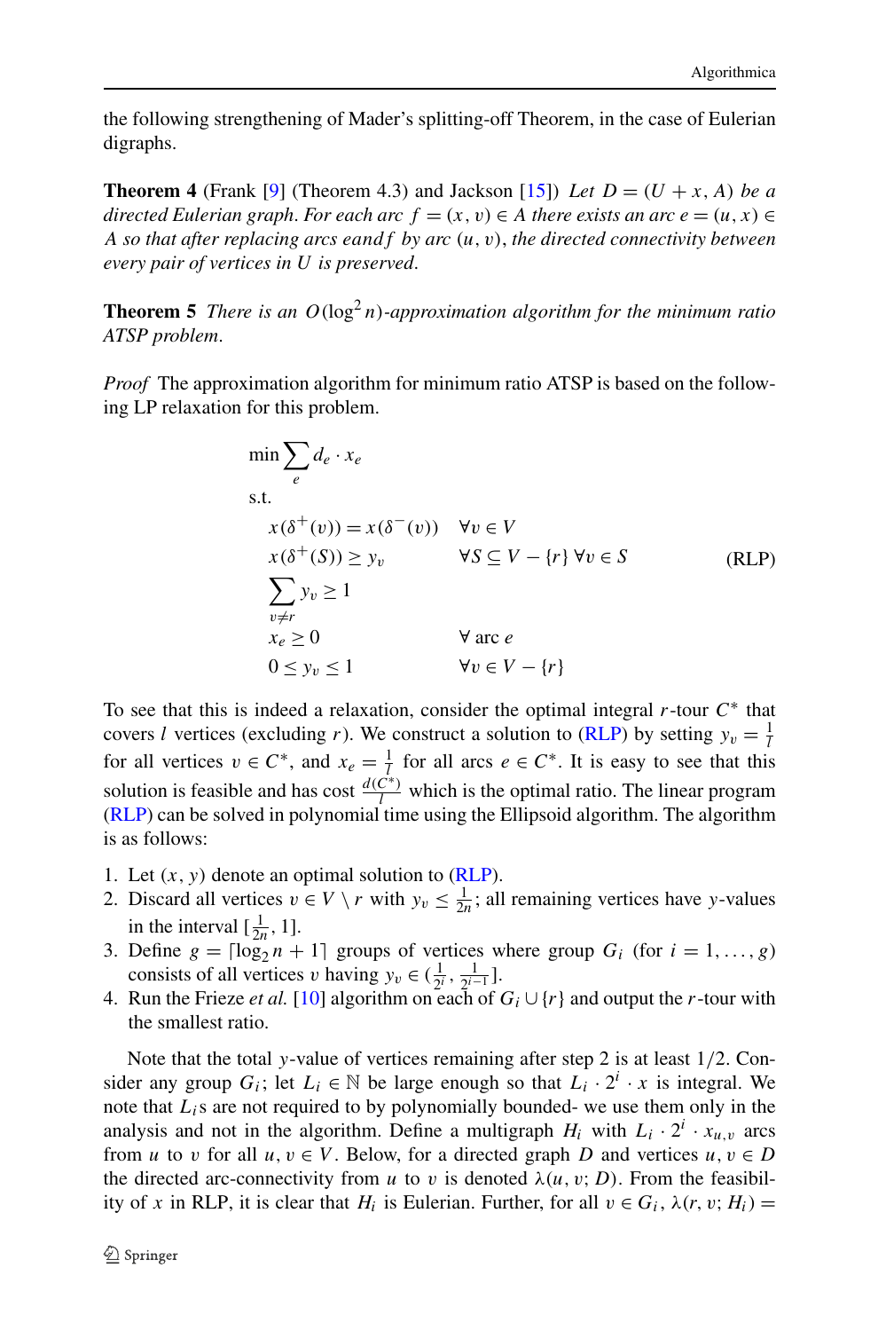the following strengthening of Mader's splitting-off Theorem, in the case of Eulerian digraphs.

**Theorem 4** (Frank [9] (Theorem 4.3) and Jackson [15]) *Let $D = (U + x, A)$ be a directed Eulerian graph. For each arc $f = (x, v) \in A$ there exists an arc $e = (u, x) \in A$ so that after replacing arcs $e$ and $f$ by arc $(u, v)$, the directed connectivity between every pair of vertices in $U$ is preserved.*

**Theorem 5** *There is an $O(\log^2 n)$-approximation algorithm for the minimum ratio ATSP problem.*

*Proof* The approximation algorithm for minimum ratio ATSP is based on the following LP relaxation for this problem.

$$
\begin{aligned}
\min \sum_e d_e \cdot x_e & \\
\text{s.t.} & \\
x(\delta^+(v)) = x(\delta^-(v)) & \quad \forall v \in V \\
x(\delta^+(S)) \geq y_v & \quad \forall S \subseteq V - \{r\} \; \forall v \in S \\
\sum_{v \neq r} y_v \geq 1 & \\
x_e \geq 0 & \quad \forall \text{ arc } e \\
0 \leq y_v \leq 1 & \quad \forall v \in V - \{r\}
\end{aligned}
\tag{RLP}
$$

To see that this is indeed a relaxation, consider the optimal integral $r$-tour $C^*$ that covers $l$ vertices (excluding $r$). We construct a solution to (RLP) by setting $y_v = \frac{1}{l}$ for all vertices $v \in C^*$, and $x_e = \frac{1}{l}$ for all arcs $e \in C^*$. It is easy to see that this solution is feasible and has cost $\frac{d(C^*)}{l}$ which is the optimal ratio. The linear program (RLP) can be solved in polynomial time using the Ellipsoid algorithm. The algorithm is as follows:

1. Let $(x, y)$ denote an optimal solution to (RLP).
2. Discard all vertices $v \in V \setminus r$ with $y_v \leq \frac{1}{2n}$; all remaining vertices have $y$-values in the interval $[\frac{1}{2n}, 1]$.
3. Define $g = \lceil \log_2 n + 1 \rceil$ groups of vertices where group $G_i$ (for $i = 1, \ldots, g$) consists of all vertices $v$ having $y_v \in (\frac{1}{2^i}, \frac{1}{2^{i-1}}]$.
4. Run the Frieze *et al.* [10] algorithm on each of $G_i \cup \{r\}$ and output the $r$-tour with the smallest ratio.

Note that the total $y$-value of vertices remaining after step 2 is at least $1/2$. Consider any group $G_i$; let $L_i \in \mathbb{N}$ be large enough so that $L_i \cdot 2^i \cdot x$ is integral. We note that $L_i$s are not required to by polynomially bounded- we use them only in the analysis and not in the algorithm. Define a multigraph $H_i$ with $L_i \cdot 2^i \cdot x_{u,v}$ arcs from $u$ to $v$ for all $u, v \in V$. Below, for a directed graph $D$ and vertices $u, v \in D$ the directed arc-connectivity from $u$ to $v$ is denoted $\lambda(u, v; D)$. From the feasibility of $x$ in RLP, it is clear that $H_i$ is Eulerian. Further, for all $v \in G_i$, $\lambda(r, v; H_i) =$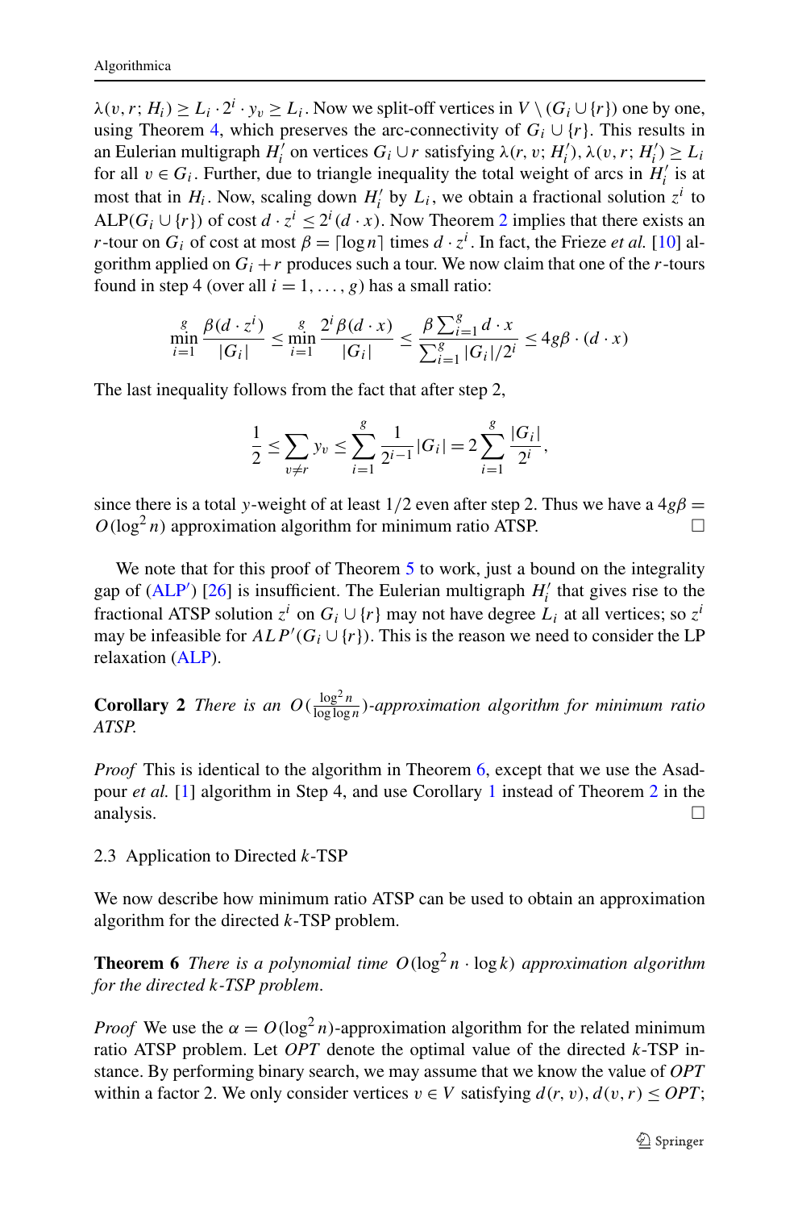$\lambda(v, r; H_i) \geq L_i \cdot 2^i \cdot y_v \geq L_i$. Now we split-off vertices in $V \setminus (G_i \cup \{r\})$ one by one, using Theorem 4, which preserves the arc-connectivity of $G_i \cup \{r\}$. This results in an Eulerian multigraph $H_i'$ on vertices $G_i \cup r$ satisfying $\lambda(r, v; H_i'), \lambda(v, r; H_i') \geq L_i$ for all $v \in G_i$. Further, due to triangle inequality the total weight of arcs in $H_i'$ is at most that in $H_i$. Now, scaling down $H_i'$ by $L_i$, we obtain a fractional solution $z^i$ to ALP$(G_i \cup \{r\})$ of cost $d \cdot z^i \leq 2^i (d \cdot x)$. Now Theorem 2 implies that there exists an $r$-tour on $G_i$ of cost at most $\beta = \lceil \log n \rceil$ times $d \cdot z^i$. In fact, the Frieze *et al.* [10] algorithm applied on $G_i + r$ produces such a tour. We now claim that one of the $r$-tours found in step 4 (over all $i = 1, \ldots, g$) has a small ratio:

$$\min_{i=1}^{g} \frac{\beta(d \cdot z^i)}{|G_i|} \leq \min_{i=1}^{g} \frac{2^i \beta(d \cdot x)}{|G_i|} \leq \frac{\beta \sum_{i=1}^{g} d \cdot x}{\sum_{i=1}^{g} |G_i|/2^i} \leq 4g\beta \cdot (d \cdot x)$$

The last inequality follows from the fact that after step 2,

$$\frac{1}{2} \leq \sum_{v \neq r} y_v \leq \sum_{i=1}^{g} \frac{1}{2^{i-1}} |G_i| = 2 \sum_{i=1}^{g} \frac{|G_i|}{2^i},$$

since there is a total $y$-weight of at least $1/2$ even after step 2. Thus we have a $4g\beta = O(\log^2 n)$ approximation algorithm for minimum ratio ATSP. □

We note that for this proof of Theorem 5 to work, just a bound on the integrality gap of (ALP′) [26] is insufficient. The Eulerian multigraph $H_i'$ that gives rise to the fractional ATSP solution $z^i$ on $G_i \cup \{r\}$ may not have degree $L_i$ at all vertices; so $z^i$ may be infeasible for $ALP'(G_i \cup \{r\})$. This is the reason we need to consider the LP relaxation (ALP).

**Corollary 2** *There is an $O(\frac{\log^2 n}{\log \log n})$-approximation algorithm for minimum ratio ATSP.*

*Proof* This is identical to the algorithm in Theorem 6, except that we use the Asadpour *et al.* [1] algorithm in Step 4, and use Corollary 1 instead of Theorem 2 in the analysis. □

### 2.3 Application to Directed $k$-TSP

We now describe how minimum ratio ATSP can be used to obtain an approximation algorithm for the directed $k$-TSP problem.

**Theorem 6** *There is a polynomial time $O(\log^2 n \cdot \log k)$ approximation algorithm for the directed $k$-TSP problem.*

*Proof* We use the $\alpha = O(\log^2 n)$-approximation algorithm for the related minimum ratio ATSP problem. Let *OPT* denote the optimal value of the directed $k$-TSP instance. By performing binary search, we may assume that we know the value of *OPT* within a factor 2. We only consider vertices $v \in V$ satisfying $d(r, v), d(v, r) \leq OPT$;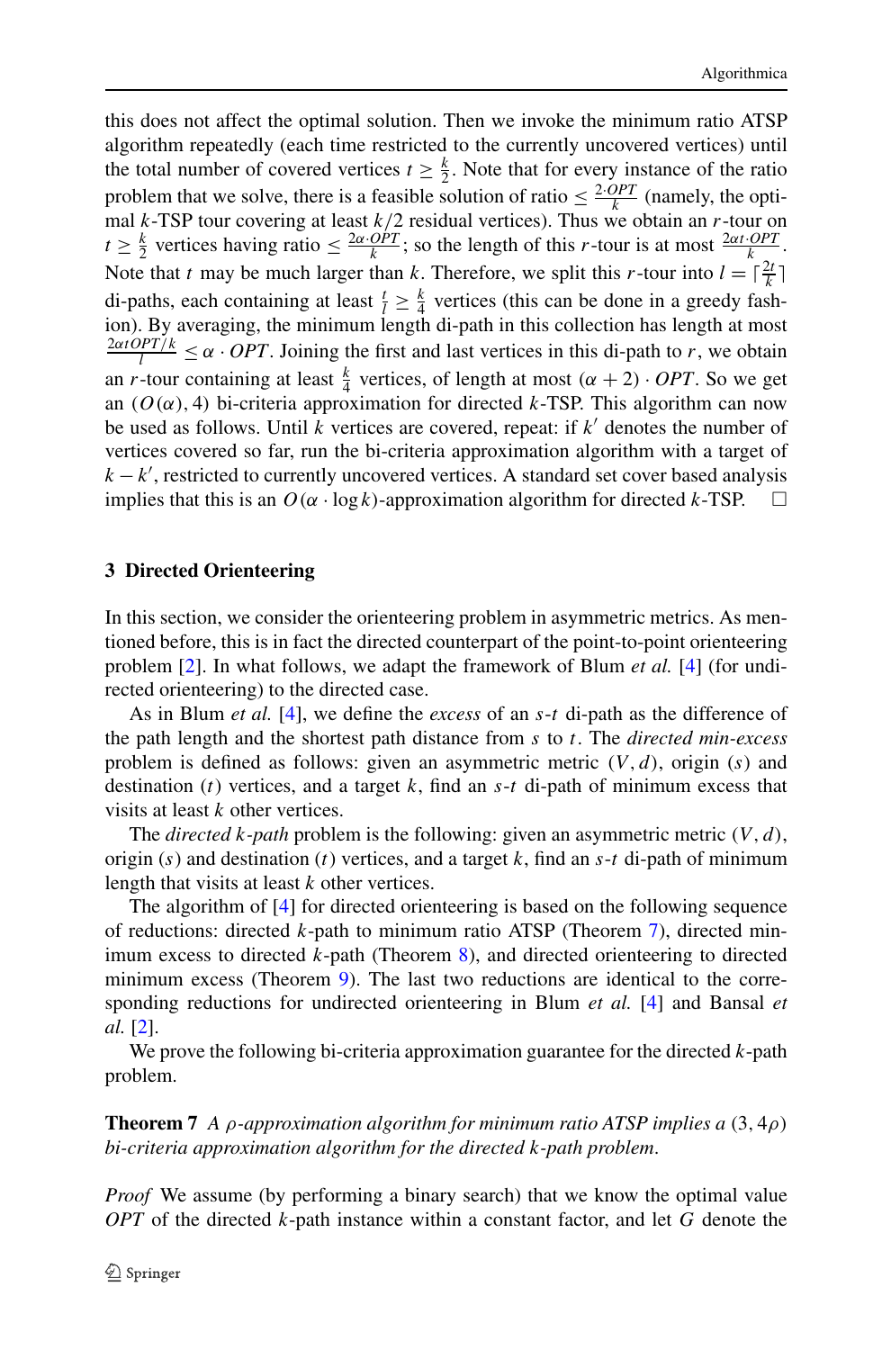this does not affect the optimal solution. Then we invoke the minimum ratio ATSP algorithm repeatedly (each time restricted to the currently uncovered vertices) until the total number of covered vertices $t \geq \frac{k}{2}$. Note that for every instance of the ratio problem that we solve, there is a feasible solution of ratio $\leq \frac{2 \cdot OPT}{k}$ (namely, the optimal $k$-TSP tour covering at least $k/2$ residual vertices). Thus we obtain an $r$-tour on $t \geq \frac{k}{2}$ vertices having ratio $\leq \frac{2\alpha \cdot OPT}{k}$; so the length of this $r$-tour is at most $\frac{2\alpha t \cdot OPT}{k}$. Note that $t$ may be much larger than $k$. Therefore, we split this $r$-tour into $l = \lceil \frac{2t}{k} \rceil$ di-paths, each containing at least $\frac{t}{l} \geq \frac{k}{4}$ vertices (this can be done in a greedy fashion). By averaging, the minimum length di-path in this collection has length at most $\frac{2\alpha t OPT/k}{l} \leq \alpha \cdot OPT$. Joining the first and last vertices in this di-path to $r$, we obtain an $r$-tour containing at least $\frac{k}{4}$ vertices, of length at most $(\alpha + 2) \cdot OPT$. So we get an $(O(\alpha), 4)$ bi-criteria approximation for directed $k$-TSP. This algorithm can now be used as follows. Until $k$ vertices are covered, repeat: if $k'$ denotes the number of vertices covered so far, run the bi-criteria approximation algorithm with a target of $k - k'$, restricted to currently uncovered vertices. A standard set cover based analysis implies that this is an $O(\alpha \cdot \log k)$-approximation algorithm for directed $k$-TSP. □

## 3 Directed Orienteering

In this section, we consider the orienteering problem in asymmetric metrics. As mentioned before, this is in fact the directed counterpart of the point-to-point orienteering problem [2]. In what follows, we adapt the framework of Blum *et al.* [4] (for undirected orienteering) to the directed case.

As in Blum *et al.* [4], we define the *excess* of an $s$-$t$ di-path as the difference of the path length and the shortest path distance from $s$ to $t$. The *directed min-excess* problem is defined as follows: given an asymmetric metric $(V, d)$, origin ($s$) and destination ($t$) vertices, and a target $k$, find an $s$-$t$ di-path of minimum excess that visits at least $k$ other vertices.

The *directed $k$-path* problem is the following: given an asymmetric metric $(V, d)$, origin ($s$) and destination ($t$) vertices, and a target $k$, find an $s$-$t$ di-path of minimum length that visits at least $k$ other vertices.

The algorithm of [4] for directed orienteering is based on the following sequence of reductions: directed $k$-path to minimum ratio ATSP (Theorem 7), directed minimum excess to directed $k$-path (Theorem 8), and directed orienteering to directed minimum excess (Theorem 9). The last two reductions are identical to the corresponding reductions for undirected orienteering in Blum *et al.* [4] and Bansal *et al.* [2].

We prove the following bi-criteria approximation guarantee for the directed $k$-path problem.

**Theorem 7** *A $\rho$-approximation algorithm for minimum ratio ATSP implies a $(3, 4\rho)$ bi-criteria approximation algorithm for the directed $k$-path problem.*

*Proof* We assume (by performing a binary search) that we know the optimal value $OPT$ of the directed $k$-path instance within a constant factor, and let $G$ denote the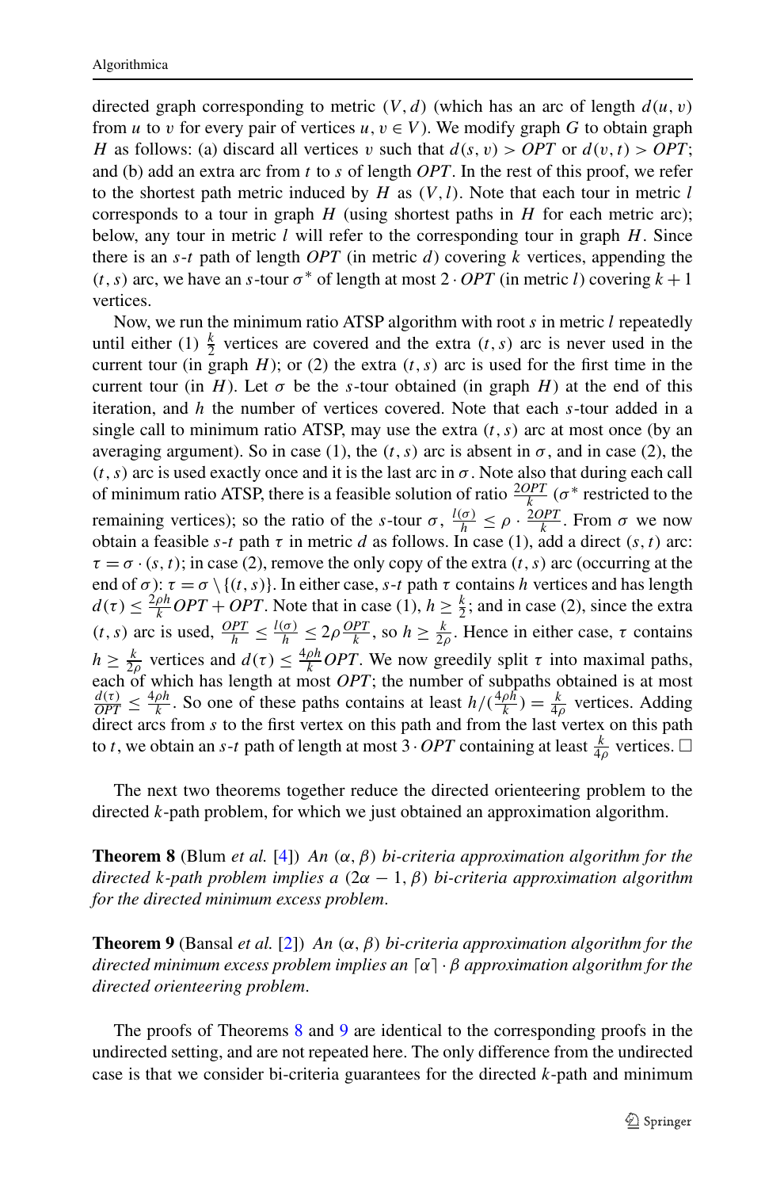directed graph corresponding to metric $(V, d)$ (which has an arc of length $d(u, v)$ from $u$ to $v$ for every pair of vertices $u, v \in V$). We modify graph $G$ to obtain graph $H$ as follows: (a) discard all vertices $v$ such that $d(s, v) > OPT$ or $d(v, t) > OPT$; and (b) add an extra arc from $t$ to $s$ of length $OPT$. In the rest of this proof, we refer to the shortest path metric induced by $H$ as $(V, l)$. Note that each tour in metric $l$ corresponds to a tour in graph $H$ (using shortest paths in $H$ for each metric arc); below, any tour in metric $l$ will refer to the corresponding tour in graph $H$. Since there is an $s$-$t$ path of length $OPT$ (in metric $d$) covering $k$ vertices, appending the $(t, s)$ arc, we have an $s$-tour $\sigma^*$ of length at most $2 \cdot OPT$ (in metric $l$) covering $k + 1$ vertices.

Now, we run the minimum ratio ATSP algorithm with root $s$ in metric $l$ repeatedly until either (1) $\frac{k}{2}$ vertices are covered and the extra $(t, s)$ arc is never used in the current tour (in graph $H$); or (2) the extra $(t, s)$ arc is used for the first time in the current tour (in $H$). Let $\sigma$ be the $s$-tour obtained (in graph $H$) at the end of this iteration, and $h$ the number of vertices covered. Note that each $s$-tour added in a single call to minimum ratio ATSP, may use the extra $(t, s)$ arc at most once (by an averaging argument). So in case (1), the $(t, s)$ arc is absent in $\sigma$, and in case (2), the $(t, s)$ arc is used exactly once and it is the last arc in $\sigma$. Note also that during each call of minimum ratio ATSP, there is a feasible solution of ratio $\frac{2OPT}{k}$ ($\sigma^*$ restricted to the remaining vertices); so the ratio of the $s$-tour $\sigma$, $\frac{l(\sigma)}{h} \leq \rho \cdot \frac{2OPT}{k}$. From $\sigma$ we now obtain a feasible $s$-$t$ path $\tau$ in metric $d$ as follows. In case (1), add a direct $(s, t)$ arc: $\tau = \sigma \cdot (s, t)$; in case (2), remove the only copy of the extra $(t, s)$ arc (occurring at the end of $\sigma$): $\tau = \sigma \setminus \{(t, s)\}$. In either case, $s$-$t$ path $\tau$ contains $h$ vertices and has length $d(\tau) \leq \frac{2\rho h}{k} OPT + OPT$. Note that in case (1), $h \geq \frac{k}{2}$; and in case (2), since the extra $(t, s)$ arc is used, $\frac{OPT}{h} \leq \frac{l(\sigma)}{h} \leq 2\rho \frac{OPT}{k}$, so $h \geq \frac{k}{2\rho}$. Hence in either case, $\tau$ contains $h \geq \frac{k}{2\rho}$ vertices and $d(\tau) \leq \frac{4\rho h}{k} OPT$. We now greedily split $\tau$ into maximal paths, each of which has length at most $OPT$; the number of subpaths obtained is at most $\frac{d(\tau)}{OPT} \leq \frac{4\rho h}{k}$. So one of these paths contains at least $h/(\frac{4\rho h}{k}) = \frac{k}{4\rho}$ vertices. Adding direct arcs from $s$ to the first vertex on this path and from the last vertex on this path to $t$, we obtain an $s$-$t$ path of length at most $3 \cdot OPT$ containing at least $\frac{k}{4\rho}$ vertices. □

The next two theorems together reduce the directed orienteering problem to the directed $k$-path problem, for which we just obtained an approximation algorithm.

**Theorem 8** (Blum *et al.* [4]) *An $(\alpha, \beta)$ bi-criteria approximation algorithm for the directed $k$-path problem implies a $(2\alpha - 1, \beta)$ bi-criteria approximation algorithm for the directed minimum excess problem.*

**Theorem 9** (Bansal *et al.* [2]) *An $(\alpha, \beta)$ bi-criteria approximation algorithm for the directed minimum excess problem implies an $\lceil \alpha \rceil \cdot \beta$ approximation algorithm for the directed orienteering problem.*

The proofs of Theorems 8 and 9 are identical to the corresponding proofs in the undirected setting, and are not repeated here. The only difference from the undirected case is that we consider bi-criteria guarantees for the directed $k$-path and minimum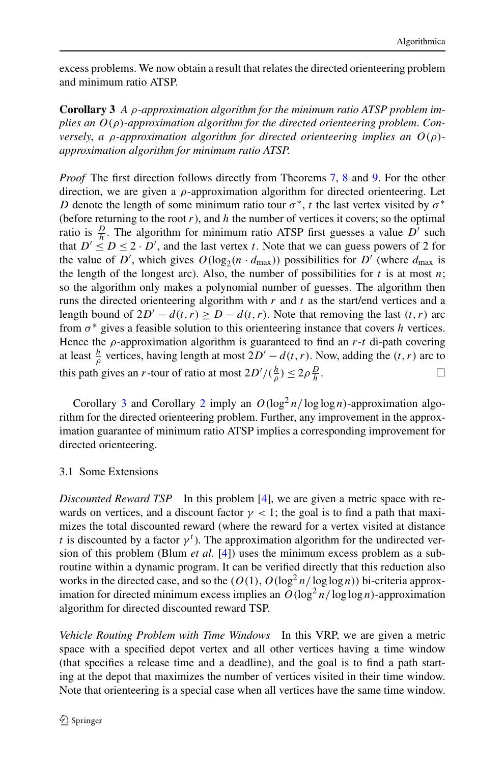excess problems. We now obtain a result that relates the directed orienteering problem and minimum ratio ATSP.

**Corollary 3** *A $\rho$-approximation algorithm for the minimum ratio ATSP problem implies an $O(\rho)$-approximation algorithm for the directed orienteering problem. Conversely, a $\rho$-approximation algorithm for directed orienteering implies an $O(\rho)$-approximation algorithm for minimum ratio ATSP.*

*Proof* The first direction follows directly from Theorems 7, 8 and 9. For the other direction, we are given a $\rho$-approximation algorithm for directed orienteering. Let $D$ denote the length of some minimum ratio tour $\sigma^*$, $t$ the last vertex visited by $\sigma^*$ (before returning to the root $r$), and $h$ the number of vertices it covers; so the optimal ratio is $\frac{D}{h}$. The algorithm for minimum ratio ATSP first guesses a value $D'$ such that $D' \leq D \leq 2 \cdot D'$, and the last vertex $t$. Note that we can guess powers of 2 for the value of $D'$, which gives $O(\log_2(n \cdot d_{\max}))$ possibilities for $D'$ (where $d_{\max}$ is the length of the longest arc). Also, the number of possibilities for $t$ is at most $n$; so the algorithm only makes a polynomial number of guesses. The algorithm then runs the directed orienteering algorithm with $r$ and $t$ as the start/end vertices and a length bound of $2D' - d(t,r) \geq D - d(t,r)$. Note that removing the last $(t,r)$ arc from $\sigma^*$ gives a feasible solution to this orienteering instance that covers $h$ vertices. Hence the $\rho$-approximation algorithm is guaranteed to find an $r$-$t$ di-path covering at least $\frac{h}{\rho}$ vertices, having length at most $2D' - d(t,r)$. Now, adding the $(t,r)$ arc to this path gives an $r$-tour of ratio at most $2D'/(\frac{h}{\rho}) \leq 2\rho\frac{D}{h}$. □

Corollary 3 and Corollary 2 imply an $O(\log^2 n/\log\log n)$-approximation algorithm for the directed orienteering problem. Further, any improvement in the approximation guarantee of minimum ratio ATSP implies a corresponding improvement for directed orienteering.

### 3.1 Some Extensions

*Discounted Reward TSP* In this problem [4], we are given a metric space with rewards on vertices, and a discount factor $\gamma < 1$; the goal is to find a path that maximizes the total discounted reward (where the reward for a vertex visited at distance $t$ is discounted by a factor $\gamma^t$). The approximation algorithm for the undirected version of this problem (Blum *et al.* [4]) uses the minimum excess problem as a subroutine within a dynamic program. It can be verified directly that this reduction also works in the directed case, and so the $(O(1), O(\log^2 n/\log\log n))$ bi-criteria approximation for directed minimum excess implies an $O(\log^2 n/\log\log n)$-approximation algorithm for directed discounted reward TSP.

*Vehicle Routing Problem with Time Windows* In this VRP, we are given a metric space with a specified depot vertex and all other vertices having a time window (that specifies a release time and a deadline), and the goal is to find a path starting at the depot that maximizes the number of vertices visited in their time window. Note that orienteering is a special case when all vertices have the same time window.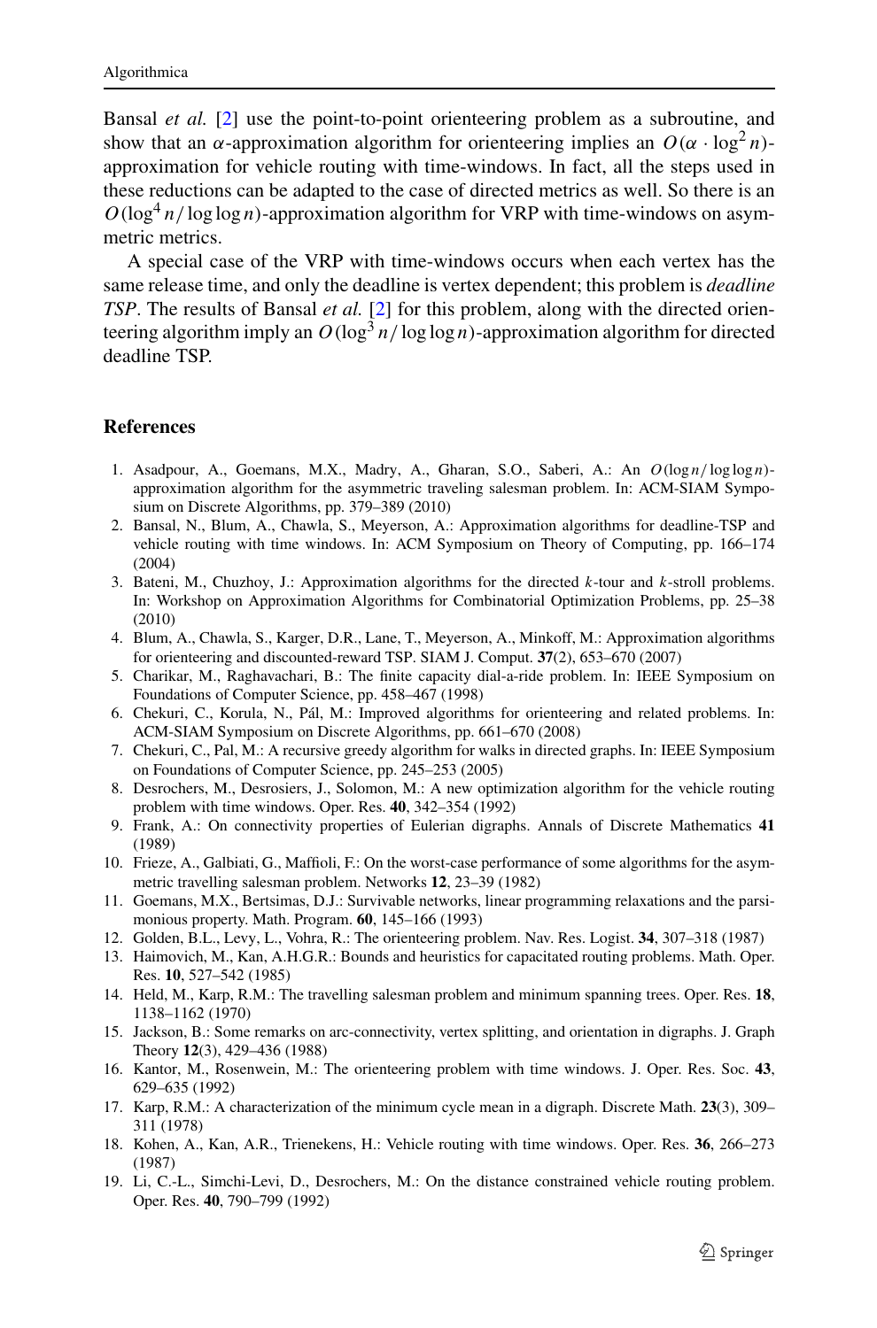Bansal *et al.* [2] use the point-to-point orienteering problem as a subroutine, and show that an $\alpha$-approximation algorithm for orienteering implies an $O(\alpha \cdot \log^2 n)$-approximation for vehicle routing with time-windows. In fact, all the steps used in these reductions can be adapted to the case of directed metrics as well. So there is an $O(\log^4 n / \log\log n)$-approximation algorithm for VRP with time-windows on asymmetric metrics.

A special case of the VRP with time-windows occurs when each vertex has the same release time, and only the deadline is vertex dependent; this problem is *deadline TSP*. The results of Bansal *et al.* [2] for this problem, along with the directed orienteering algorithm imply an $O(\log^3 n / \log\log n)$-approximation algorithm for directed deadline TSP.

## References

1. Asadpour, A., Goemans, M.X., Madry, A., Gharan, S.O., Saberi, A.: An $O(\log n / \log\log n)$-approximation algorithm for the asymmetric traveling salesman problem. In: ACM-SIAM Symposium on Discrete Algorithms, pp. 379–389 (2010)
2. Bansal, N., Blum, A., Chawla, S., Meyerson, A.: Approximation algorithms for deadline-TSP and vehicle routing with time windows. In: ACM Symposium on Theory of Computing, pp. 166–174 (2004)
3. Bateni, M., Chuzhoy, J.: Approximation algorithms for the directed $k$-tour and $k$-stroll problems. In: Workshop on Approximation Algorithms for Combinatorial Optimization Problems, pp. 25–38 (2010)
4. Blum, A., Chawla, S., Karger, D.R., Lane, T., Meyerson, A., Minkoff, M.: Approximation algorithms for orienteering and discounted-reward TSP. SIAM J. Comput. **37**(2), 653–670 (2007)
5. Charikar, M., Raghavachari, B.: The finite capacity dial-a-ride problem. In: IEEE Symposium on Foundations of Computer Science, pp. 458–467 (1998)
6. Chekuri, C., Korula, N., Pál, M.: Improved algorithms for orienteering and related problems. In: ACM-SIAM Symposium on Discrete Algorithms, pp. 661–670 (2008)
7. Chekuri, C., Pal, M.: A recursive greedy algorithm for walks in directed graphs. In: IEEE Symposium on Foundations of Computer Science, pp. 245–253 (2005)
8. Desrochers, M., Desrosiers, J., Solomon, M.: A new optimization algorithm for the vehicle routing problem with time windows. Oper. Res. **40**, 342–354 (1992)
9. Frank, A.: On connectivity properties of Eulerian digraphs. Annals of Discrete Mathematics **41** (1989)
10. Frieze, A., Galbiati, G., Maffioli, F.: On the worst-case performance of some algorithms for the asymmetric travelling salesman problem. Networks **12**, 23–39 (1982)
11. Goemans, M.X., Bertsimas, D.J.: Survivable networks, linear programming relaxations and the parsimonious property. Math. Program. **60**, 145–166 (1993)
12. Golden, B.L., Levy, L., Vohra, R.: The orienteering problem. Nav. Res. Logist. **34**, 307–318 (1987)
13. Haimovich, M., Kan, A.H.G.R.: Bounds and heuristics for capacitated routing problems. Math. Oper. Res. **10**, 527–542 (1985)
14. Held, M., Karp, R.M.: The travelling salesman problem and minimum spanning trees. Oper. Res. **18**, 1138–1162 (1970)
15. Jackson, B.: Some remarks on arc-connectivity, vertex splitting, and orientation in digraphs. J. Graph Theory **12**(3), 429–436 (1988)
16. Kantor, M., Rosenwein, M.: The orienteering problem with time windows. J. Oper. Res. Soc. **43**, 629–635 (1992)
17. Karp, R.M.: A characterization of the minimum cycle mean in a digraph. Discrete Math. **23**(3), 309–311 (1978)
18. Kohen, A., Kan, A.R., Trienekens, H.: Vehicle routing with time windows. Oper. Res. **36**, 266–273 (1987)
19. Li, C.-L., Simchi-Levi, D., Desrochers, M.: On the distance constrained vehicle routing problem. Oper. Res. **40**, 790–799 (1992)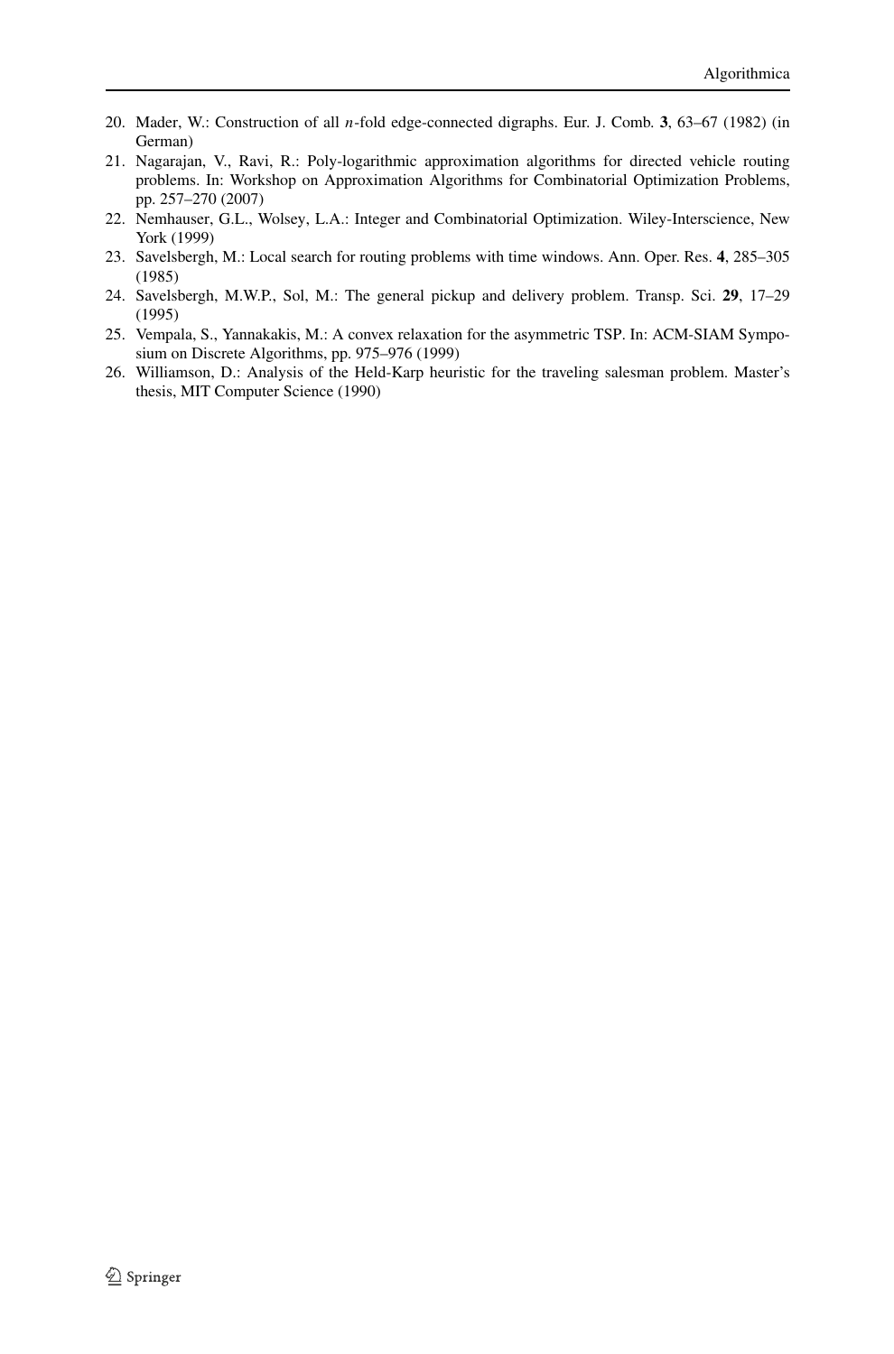20. Mader, W.: Construction of all $n$-fold edge-connected digraphs. Eur. J. Comb. **3**, 63–67 (1982) (in German)
21. Nagarajan, V., Ravi, R.: Poly-logarithmic approximation algorithms for directed vehicle routing problems. In: Workshop on Approximation Algorithms for Combinatorial Optimization Problems, pp. 257–270 (2007)
22. Nemhauser, G.L., Wolsey, L.A.: Integer and Combinatorial Optimization. Wiley-Interscience, New York (1999)
23. Savelsbergh, M.: Local search for routing problems with time windows. Ann. Oper. Res. **4**, 285–305 (1985)
24. Savelsbergh, M.W.P., Sol, M.: The general pickup and delivery problem. Transp. Sci. **29**, 17–29 (1995)
25. Vempala, S., Yannakakis, M.: A convex relaxation for the asymmetric TSP. In: ACM-SIAM Symposium on Discrete Algorithms, pp. 975–976 (1999)
26. Williamson, D.: Analysis of the Held-Karp heuristic for the traveling salesman problem. Master's thesis, MIT Computer Science (1990)